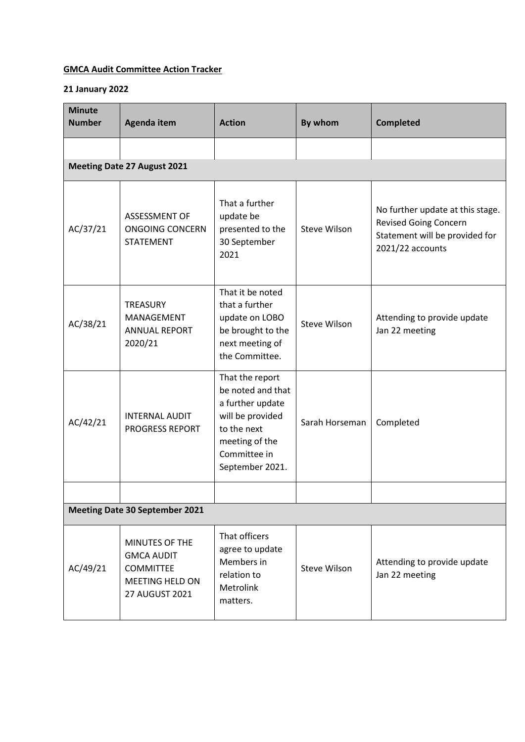**GMCA Audit Committee Action Tracker**

**21 January 2022**

| Minute Number | Agenda item | Action | By whom | Completed |
|---|---|---|---|---|
| | | | | |
| **Meeting Date 27 August 2021** | | | | |
| AC/37/21 | ASSESSMENT OF ONGOING CONCERN STATEMENT | That a further update be presented to the 30 September 2021 | Steve Wilson | No further update at this stage. Revised Going Concern Statement will be provided for 2021/22 accounts |
| AC/38/21 | TREASURY MANAGEMENT ANNUAL REPORT 2020/21 | That it be noted that a further update on LOBO be brought to the next meeting of the Committee. | Steve Wilson | Attending to provide update Jan 22 meeting |
| AC/42/21 | INTERNAL AUDIT PROGRESS REPORT | That the report be noted and that a further update will be provided to the next meeting of the Committee in September 2021. | Sarah Horseman | Completed |
| | | | | |
| **Meeting Date 30 September 2021** | | | | |
| AC/49/21 | MINUTES OF THE GMCA AUDIT COMMITTEE MEETING HELD ON 27 AUGUST 2021 | That officers agree to update Members in relation to Metrolink matters. | Steve Wilson | Attending to provide update Jan 22 meeting |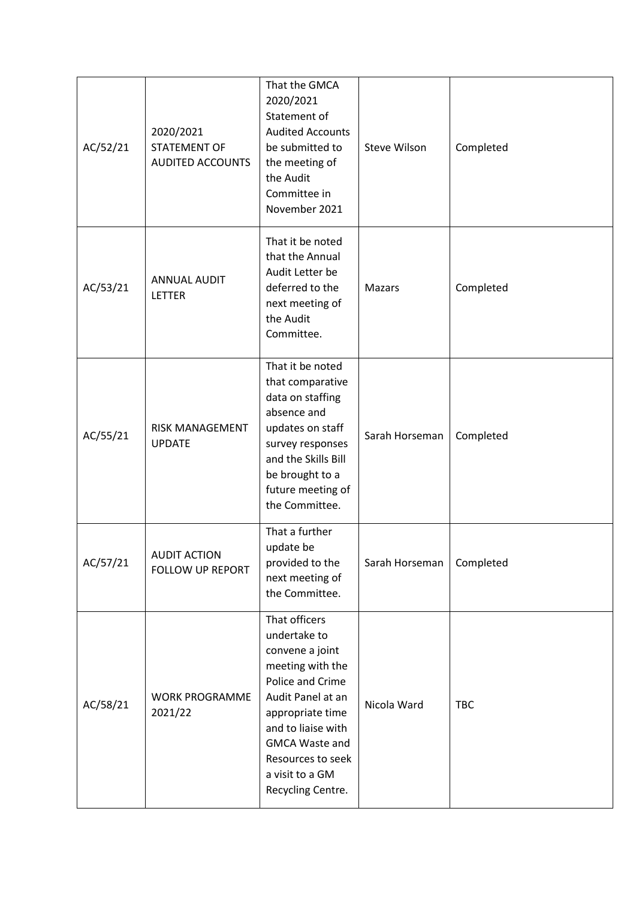| AC/52/21 | 2020/2021 STATEMENT OF AUDITED ACCOUNTS | That the GMCA 2020/2021 Statement of Audited Accounts be submitted to the meeting of the Audit Committee in November 2021 | Steve Wilson | Completed |
|---|---|---|---|---|
| AC/53/21 | ANNUAL AUDIT LETTER | That it be noted that the Annual Audit Letter be deferred to the next meeting of the Audit Committee. | Mazars | Completed |
| AC/55/21 | RISK MANAGEMENT UPDATE | That it be noted that comparative data on staffing absence and updates on staff survey responses and the Skills Bill be brought to a future meeting of the Committee. | Sarah Horseman | Completed |
| AC/57/21 | AUDIT ACTION FOLLOW UP REPORT | That a further update be provided to the next meeting of the Committee. | Sarah Horseman | Completed |
| AC/58/21 | WORK PROGRAMME 2021/22 | That officers undertake to convene a joint meeting with the Police and Crime Audit Panel at an appropriate time and to liaise with GMCA Waste and Resources to seek a visit to a GM Recycling Centre. | Nicola Ward | TBC |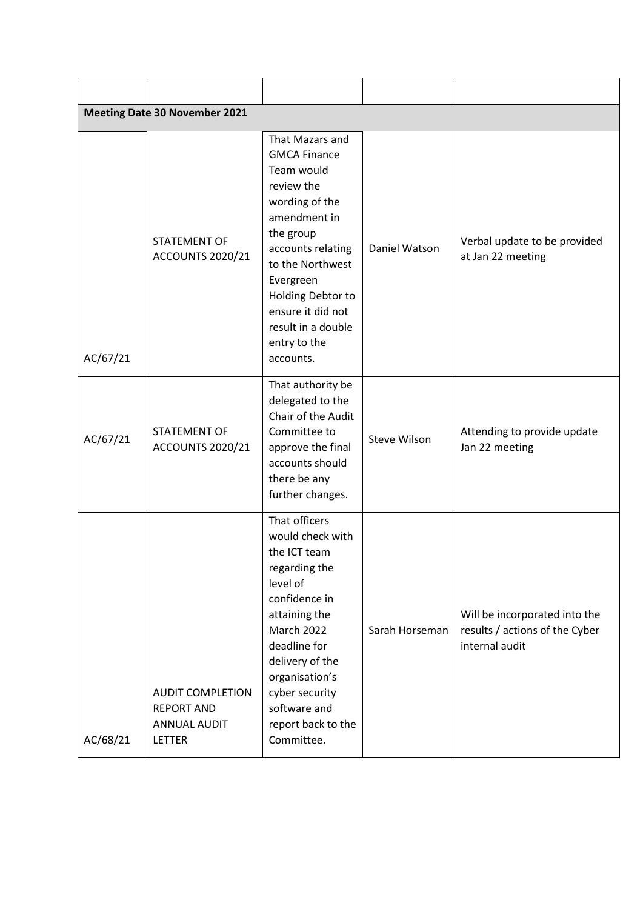| | | | | |
|---|---|---|---|---|
| **Meeting Date 30 November 2021** | | | | |
| AC/67/21 | STATEMENT OF ACCOUNTS 2020/21 | That Mazars and GMCA Finance Team would review the wording of the amendment in the group accounts relating to the Northwest Evergreen Holding Debtor to ensure it did not result in a double entry to the accounts. | Daniel Watson | Verbal update to be provided at Jan 22 meeting |
| AC/67/21 | STATEMENT OF ACCOUNTS 2020/21 | That authority be delegated to the Chair of the Audit Committee to approve the final accounts should there be any further changes. | Steve Wilson | Attending to provide update Jan 22 meeting |
| AC/68/21 | AUDIT COMPLETION REPORT AND ANNUAL AUDIT LETTER | That officers would check with the ICT team regarding the level of confidence in attaining the March 2022 deadline for delivery of the organisation's cyber security software and report back to the Committee. | Sarah Horseman | Will be incorporated into the results / actions of the Cyber internal audit |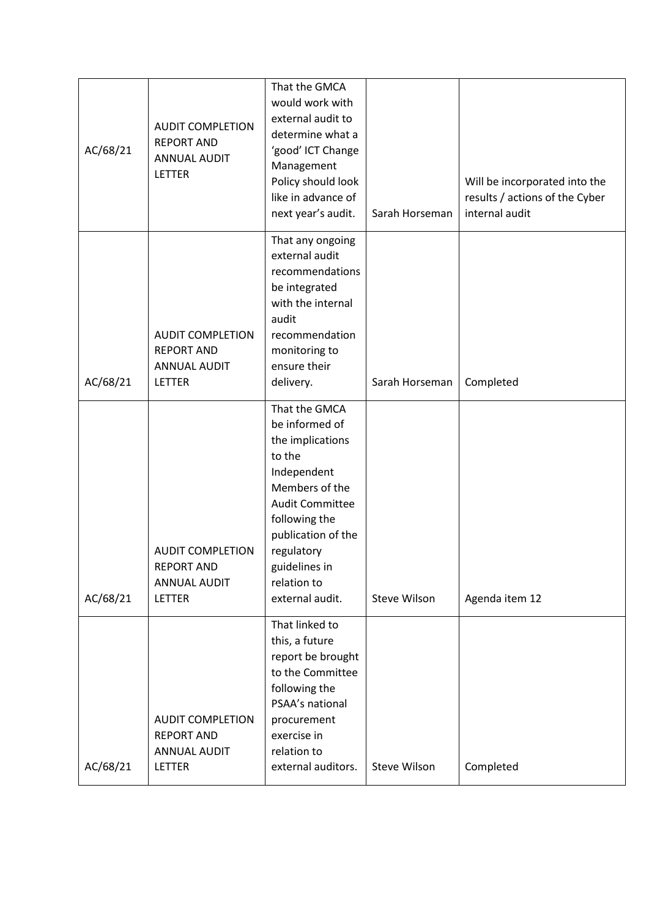| | | | | |
|---|---|---|---|---|
| AC/68/21 | AUDIT COMPLETION REPORT AND ANNUAL AUDIT LETTER | That the GMCA would work with external audit to determine what a 'good' ICT Change Management Policy should look like in advance of next year's audit. | Sarah Horseman | Will be incorporated into the results / actions of the Cyber internal audit |
| AC/68/21 | AUDIT COMPLETION REPORT AND ANNUAL AUDIT LETTER | That any ongoing external audit recommendations be integrated with the internal audit recommendation monitoring to ensure their delivery. | Sarah Horseman | Completed |
| AC/68/21 | AUDIT COMPLETION REPORT AND ANNUAL AUDIT LETTER | That the GMCA be informed of the implications to the Independent Members of the Audit Committee following the publication of the regulatory guidelines in relation to external audit. | Steve Wilson | Agenda item 12 |
| AC/68/21 | AUDIT COMPLETION REPORT AND ANNUAL AUDIT LETTER | That linked to this, a future report be brought to the Committee following the PSAA's national procurement exercise in relation to external auditors. | Steve Wilson | Completed |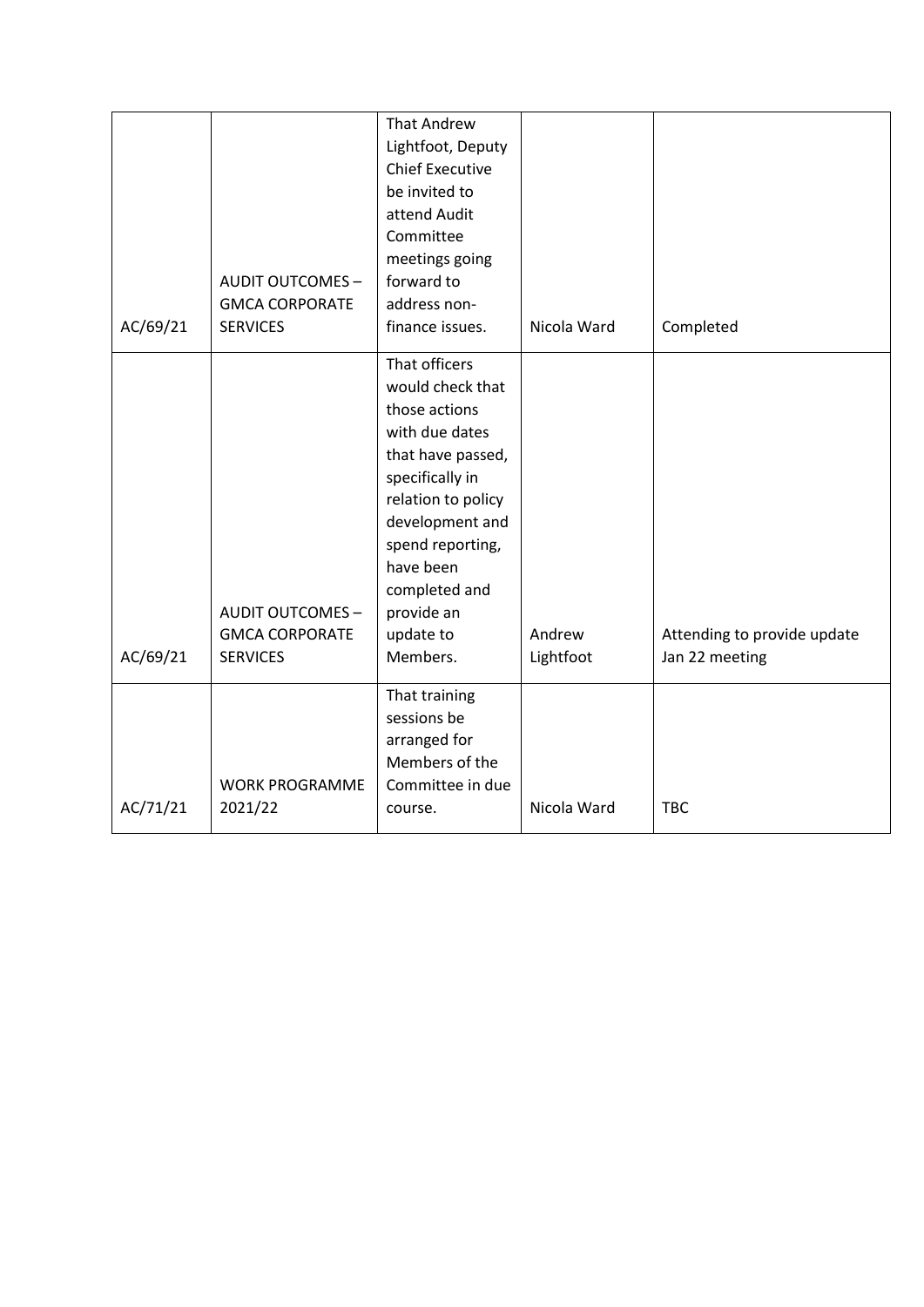| | | | | |
|---|---|---|---|---|
| AC/69/21 | AUDIT OUTCOMES – GMCA CORPORATE SERVICES | That Andrew Lightfoot, Deputy Chief Executive be invited to attend Audit Committee meetings going forward to address non-finance issues. | Nicola Ward | Completed |
| AC/69/21 | AUDIT OUTCOMES – GMCA CORPORATE SERVICES | That officers would check that those actions with due dates that have passed, specifically in relation to policy development and spend reporting, have been completed and provide an update to Members. | Andrew Lightfoot | Attending to provide update Jan 22 meeting |
| AC/71/21 | WORK PROGRAMME 2021/22 | That training sessions be arranged for Members of the Committee in due course. | Nicola Ward | TBC |